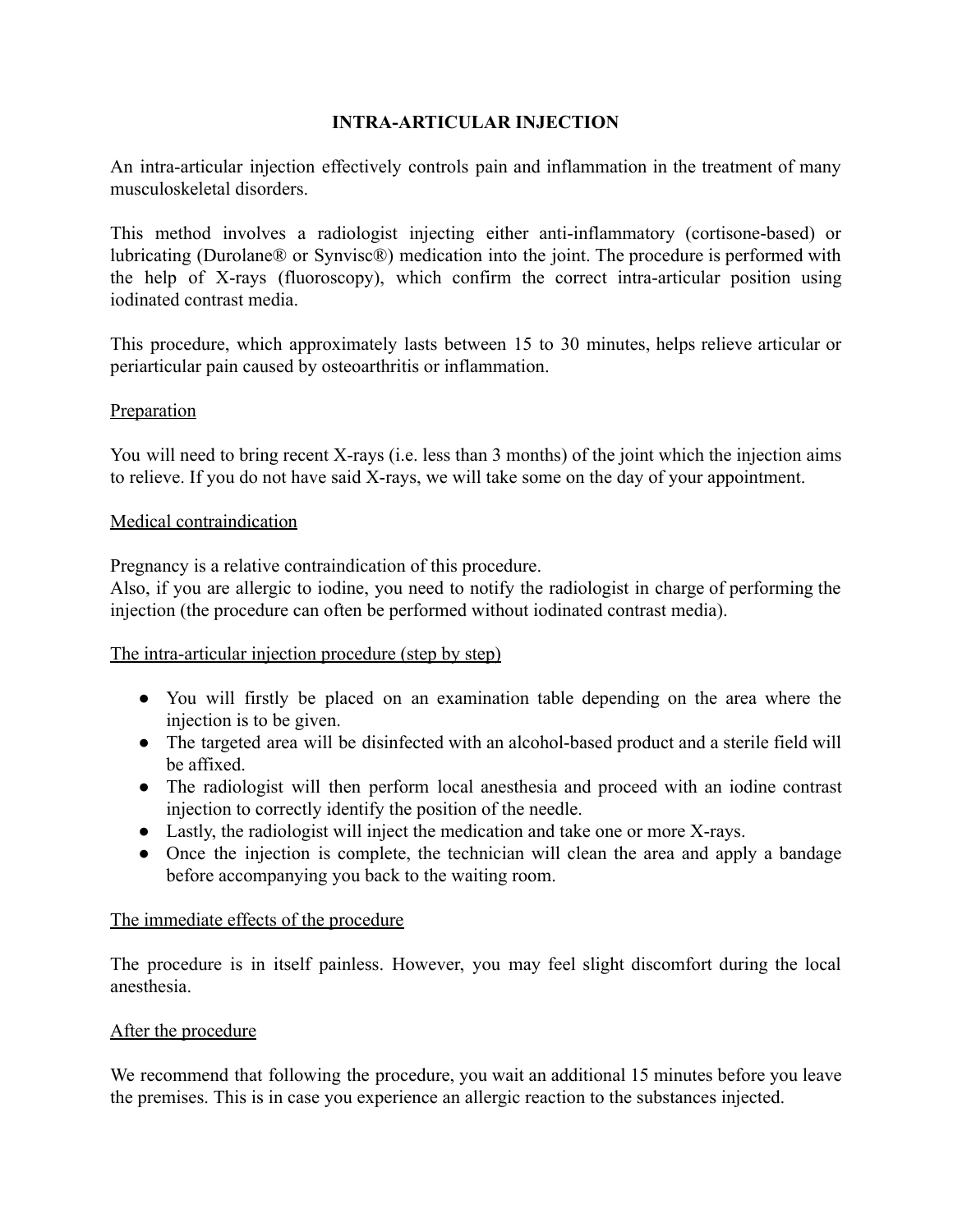# INTRA-ARTICULAR INJECTION

An intra-articular injection effectively controls pain and inflammation in the treatment of many musculoskeletal disorders.

This method involves a radiologist injecting either anti-inflammatory (cortisone-based) or lubricating (Durolane® or Synvisc®) medication into the joint. The procedure is performed with the help of X-rays (fluoroscopy), which confirm the correct intra-articular position using iodinated contrast media.

This procedure, which approximately lasts between 15 to 30 minutes, helps relieve articular or periarticular pain caused by osteoarthritis or inflammation.

## Preparation

You will need to bring recent X-rays (i.e. less than 3 months) of the joint which the injection aims to relieve. If you do not have said X-rays, we will take some on the day of your appointment.

## Medical contraindication

Pregnancy is a relative contraindication of this procedure.
Also, if you are allergic to iodine, you need to notify the radiologist in charge of performing the injection (the procedure can often be performed without iodinated contrast media).

## The intra-articular injection procedure (step by step)

- You will firstly be placed on an examination table depending on the area where the injection is to be given.
- The targeted area will be disinfected with an alcohol-based product and a sterile field will be affixed.
- The radiologist will then perform local anesthesia and proceed with an iodine contrast injection to correctly identify the position of the needle.
- Lastly, the radiologist will inject the medication and take one or more X-rays.
- Once the injection is complete, the technician will clean the area and apply a bandage before accompanying you back to the waiting room.

## The immediate effects of the procedure

The procedure is in itself painless. However, you may feel slight discomfort during the local anesthesia.

## After the procedure

We recommend that following the procedure, you wait an additional 15 minutes before you leave the premises. This is in case you experience an allergic reaction to the substances injected.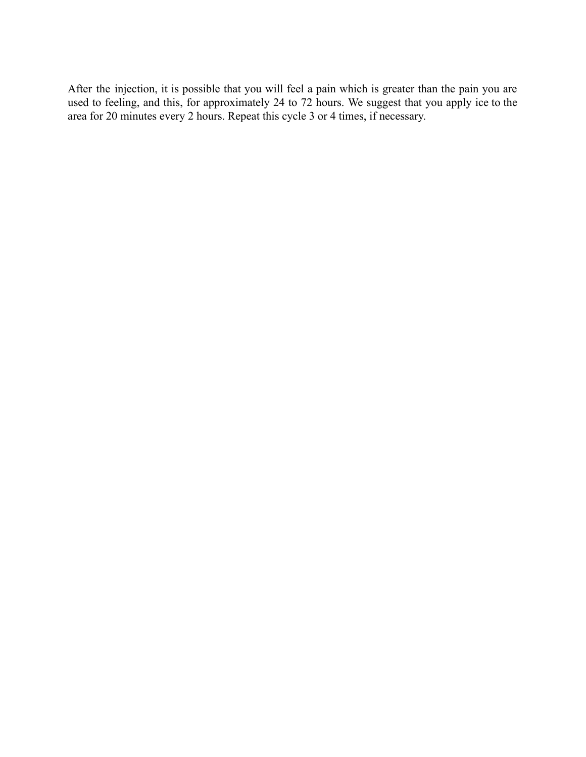After the injection, it is possible that you will feel a pain which is greater than the pain you are used to feeling, and this, for approximately 24 to 72 hours. We suggest that you apply ice to the area for 20 minutes every 2 hours. Repeat this cycle 3 or 4 times, if necessary.